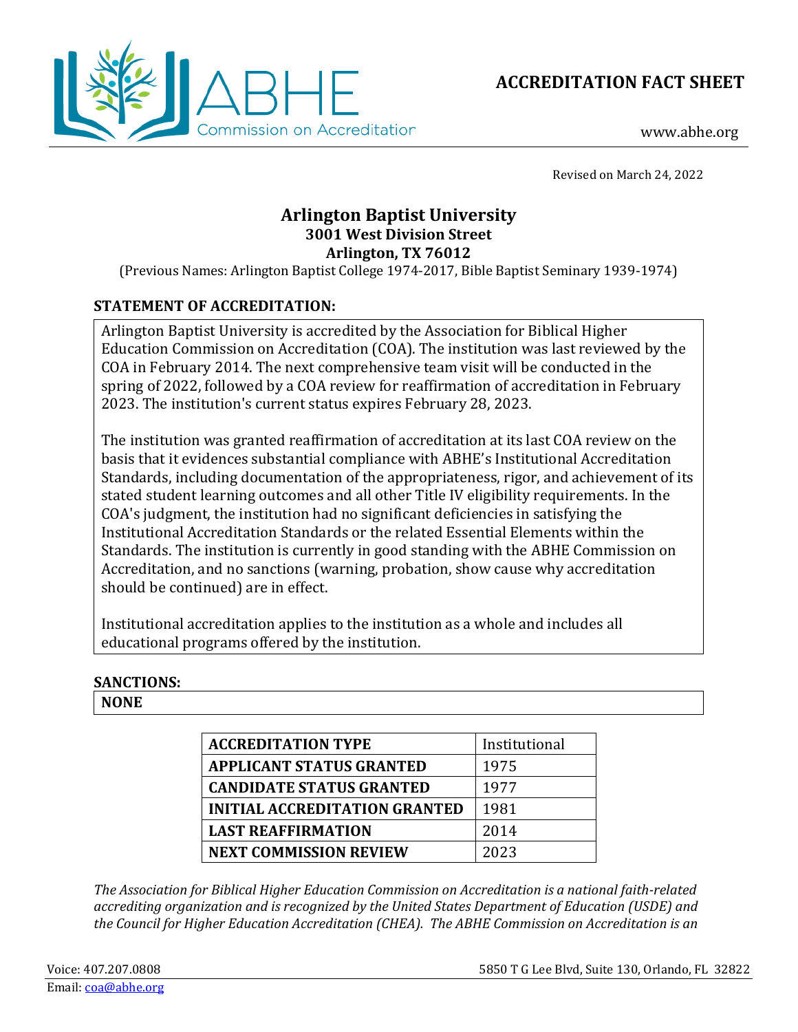ABHE Commission on Accreditation

# ACCREDITATION FACT SHEET

www.abhe.org

Revised on March 24, 2022

## Arlington Baptist University
**3001 West Division Street**
**Arlington, TX 76012**

(Previous Names: Arlington Baptist College 1974-2017, Bible Baptist Seminary 1939-1974)

### STATEMENT OF ACCREDITATION:

Arlington Baptist University is accredited by the Association for Biblical Higher Education Commission on Accreditation (COA). The institution was last reviewed by the COA in February 2014. The next comprehensive team visit will be conducted in the spring of 2022, followed by a COA review for reaffirmation of accreditation in February 2023. The institution's current status expires February 28, 2023.

The institution was granted reaffirmation of accreditation at its last COA review on the basis that it evidences substantial compliance with ABHE's Institutional Accreditation Standards, including documentation of the appropriateness, rigor, and achievement of its stated student learning outcomes and all other Title IV eligibility requirements. In the COA's judgment, the institution had no significant deficiencies in satisfying the Institutional Accreditation Standards or the related Essential Elements within the Standards. The institution is currently in good standing with the ABHE Commission on Accreditation, and no sanctions (warning, probation, show cause why accreditation should be continued) are in effect.

Institutional accreditation applies to the institution as a whole and includes all educational programs offered by the institution.

### SANCTIONS:

**NONE**

| ACCREDITATION TYPE | Institutional |
|---|---|
| APPLICANT STATUS GRANTED | 1975 |
| CANDIDATE STATUS GRANTED | 1977 |
| INITIAL ACCREDITATION GRANTED | 1981 |
| LAST REAFFIRMATION | 2014 |
| NEXT COMMISSION REVIEW | 2023 |

*The Association for Biblical Higher Education Commission on Accreditation is a national faith-related accrediting organization and is recognized by the United States Department of Education (USDE) and the Council for Higher Education Accreditation (CHEA). The ABHE Commission on Accreditation is an*

Voice: 407.207.0808
Email: coa@abhe.org

5850 T G Lee Blvd, Suite 130, Orlando, FL 32822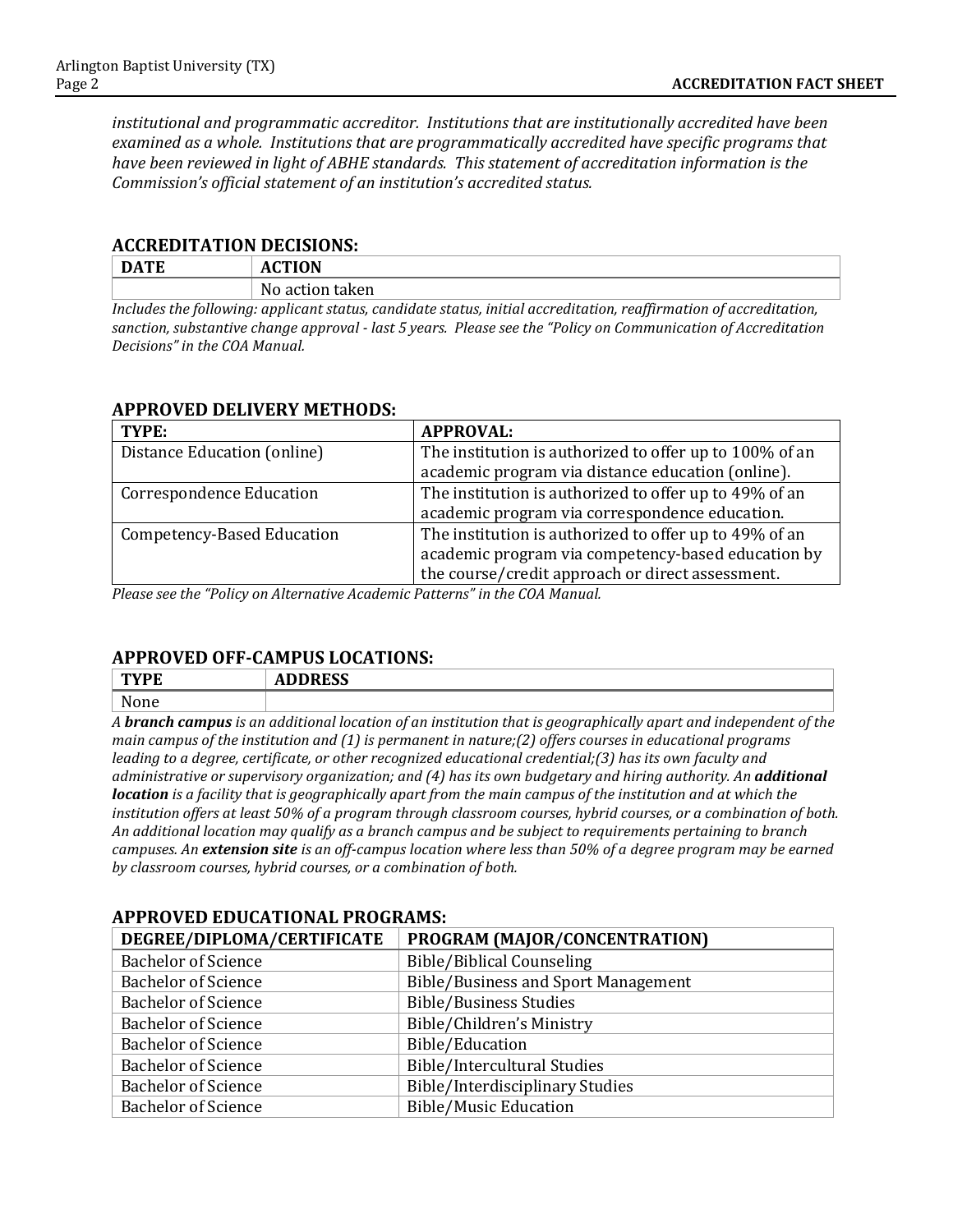*institutional and programmatic accreditor. Institutions that are institutionally accredited have been examined as a whole. Institutions that are programmatically accredited have specific programs that have been reviewed in light of ABHE standards. This statement of accreditation information is the Commission's official statement of an institution's accredited status.*

## ACCREDITATION DECISIONS:

| DATE | ACTION |
|---|---|
| | No action taken |

*Includes the following: applicant status, candidate status, initial accreditation, reaffirmation of accreditation, sanction, substantive change approval - last 5 years. Please see the "Policy on Communication of Accreditation Decisions" in the COA Manual.*

## APPROVED DELIVERY METHODS:

| TYPE: | APPROVAL: |
|---|---|
| Distance Education (online) | The institution is authorized to offer up to 100% of an academic program via distance education (online). |
| Correspondence Education | The institution is authorized to offer up to 49% of an academic program via correspondence education. |
| Competency-Based Education | The institution is authorized to offer up to 49% of an academic program via competency-based education by the course/credit approach or direct assessment. |

*Please see the "Policy on Alternative Academic Patterns" in the COA Manual.*

## APPROVED OFF-CAMPUS LOCATIONS:

| TYPE | ADDRESS |
|---|---|
| None | |

*A **branch campus** is an additional location of an institution that is geographically apart and independent of the main campus of the institution and (1) is permanent in nature;(2) offers courses in educational programs leading to a degree, certificate, or other recognized educational credential;(3) has its own faculty and administrative or supervisory organization; and (4) has its own budgetary and hiring authority. An **additional location** is a facility that is geographically apart from the main campus of the institution and at which the institution offers at least 50% of a program through classroom courses, hybrid courses, or a combination of both. An additional location may qualify as a branch campus and be subject to requirements pertaining to branch campuses. An **extension site** is an off-campus location where less than 50% of a degree program may be earned by classroom courses, hybrid courses, or a combination of both.*

## APPROVED EDUCATIONAL PROGRAMS:

| DEGREE/DIPLOMA/CERTIFICATE | PROGRAM (MAJOR/CONCENTRATION) |
|---|---|
| Bachelor of Science | Bible/Biblical Counseling |
| Bachelor of Science | Bible/Business and Sport Management |
| Bachelor of Science | Bible/Business Studies |
| Bachelor of Science | Bible/Children's Ministry |
| Bachelor of Science | Bible/Education |
| Bachelor of Science | Bible/Intercultural Studies |
| Bachelor of Science | Bible/Interdisciplinary Studies |
| Bachelor of Science | Bible/Music Education |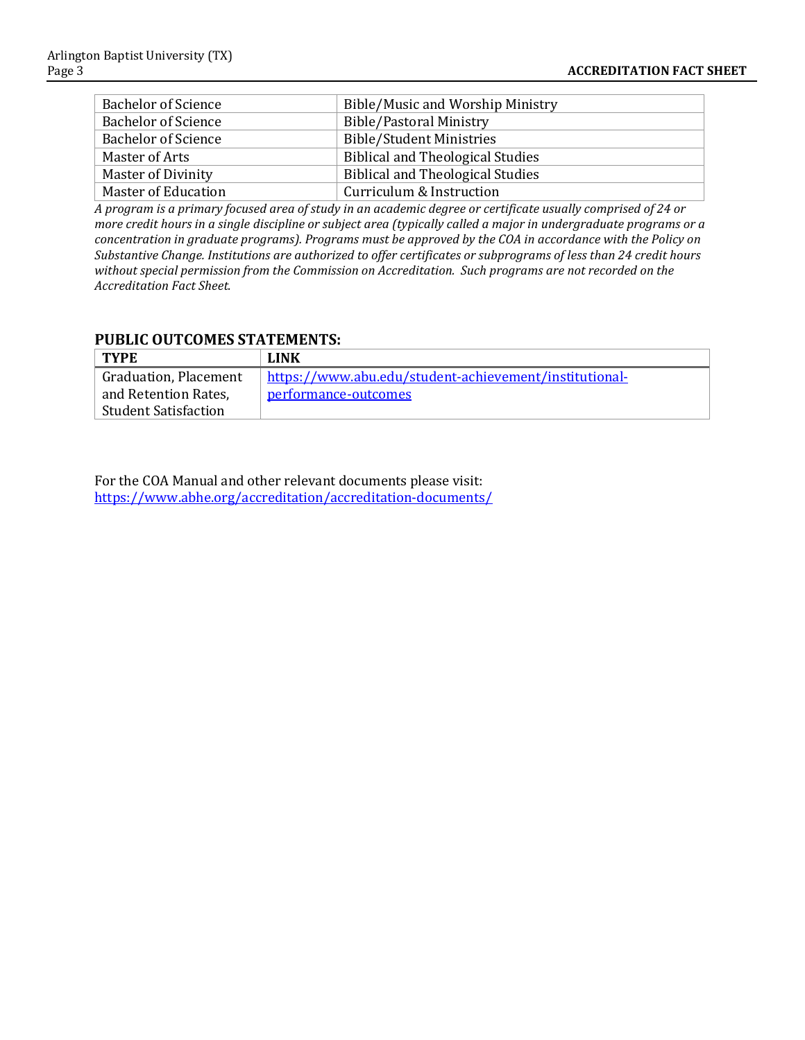| | |
|---|---|
| Bachelor of Science | Bible/Music and Worship Ministry |
| Bachelor of Science | Bible/Pastoral Ministry |
| Bachelor of Science | Bible/Student Ministries |
| Master of Arts | Biblical and Theological Studies |
| Master of Divinity | Biblical and Theological Studies |
| Master of Education | Curriculum & Instruction |

*A program is a primary focused area of study in an academic degree or certificate usually comprised of 24 or more credit hours in a single discipline or subject area (typically called a major in undergraduate programs or a concentration in graduate programs). Programs must be approved by the COA in accordance with the Policy on Substantive Change. Institutions are authorized to offer certificates or subprograms of less than 24 credit hours without special permission from the Commission on Accreditation. Such programs are not recorded on the Accreditation Fact Sheet.*

## PUBLIC OUTCOMES STATEMENTS:

| TYPE | LINK |
|---|---|
| Graduation, Placement and Retention Rates, Student Satisfaction | https://www.abu.edu/student-achievement/institutional-performance-outcomes |

For the COA Manual and other relevant documents please visit:
https://www.abhe.org/accreditation/accreditation-documents/